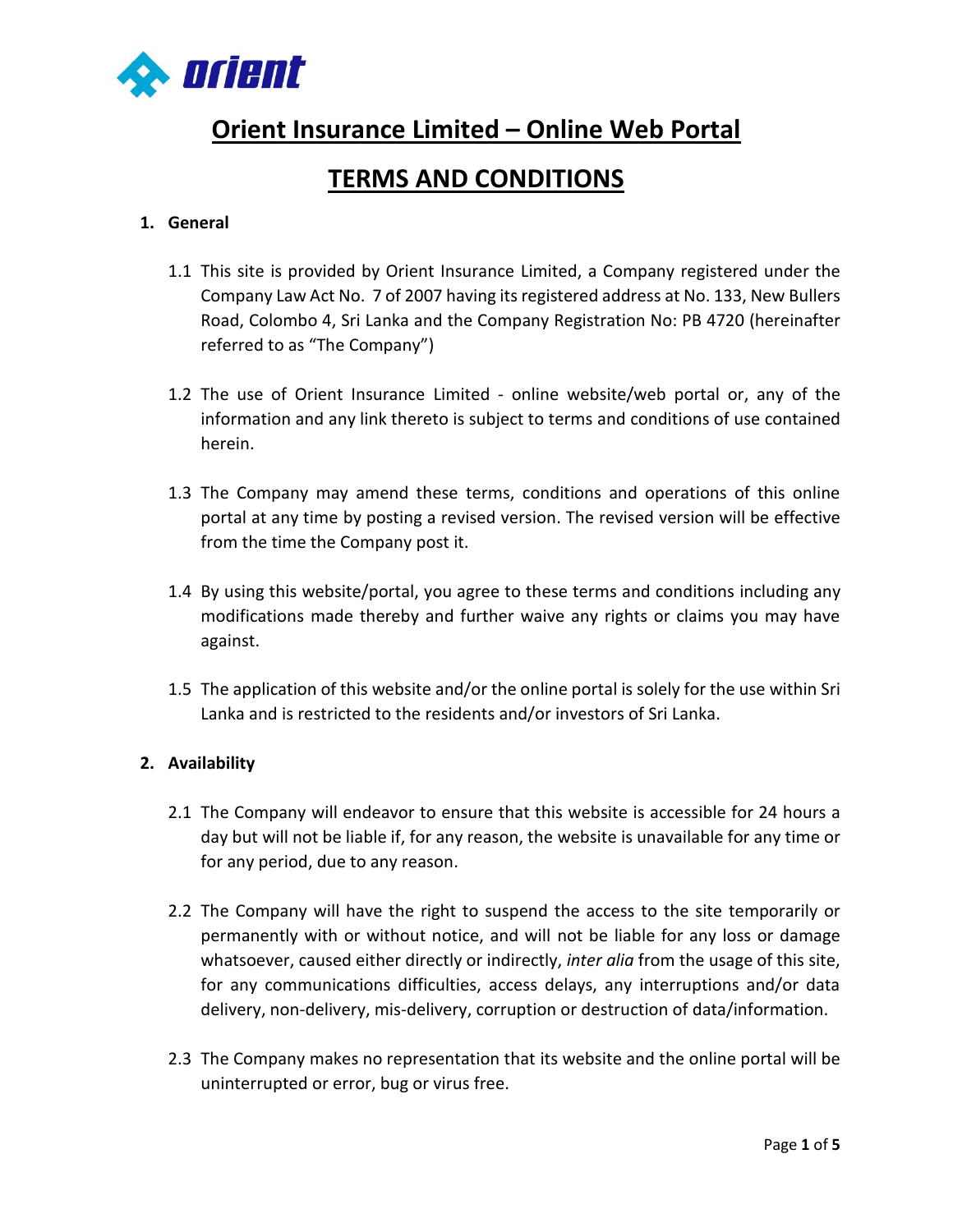# Orient Insurance Limited – Online Web Portal

# TERMS AND CONDITIONS

## 1. General

1.1 This site is provided by Orient Insurance Limited, a Company registered under the Company Law Act No. 7 of 2007 having its registered address at No. 133, New Bullers Road, Colombo 4, Sri Lanka and the Company Registration No: PB 4720 (hereinafter referred to as "The Company")

1.2 The use of Orient Insurance Limited - online website/web portal or, any of the information and any link thereto is subject to terms and conditions of use contained herein.

1.3 The Company may amend these terms, conditions and operations of this online portal at any time by posting a revised version. The revised version will be effective from the time the Company post it.

1.4 By using this website/portal, you agree to these terms and conditions including any modifications made thereby and further waive any rights or claims you may have against.

1.5 The application of this website and/or the online portal is solely for the use within Sri Lanka and is restricted to the residents and/or investors of Sri Lanka.

## 2. Availability

2.1 The Company will endeavor to ensure that this website is accessible for 24 hours a day but will not be liable if, for any reason, the website is unavailable for any time or for any period, due to any reason.

2.2 The Company will have the right to suspend the access to the site temporarily or permanently with or without notice, and will not be liable for any loss or damage whatsoever, caused either directly or indirectly, *inter alia* from the usage of this site, for any communications difficulties, access delays, any interruptions and/or data delivery, non-delivery, mis-delivery, corruption or destruction of data/information.

2.3 The Company makes no representation that its website and the online portal will be uninterrupted or error, bug or virus free.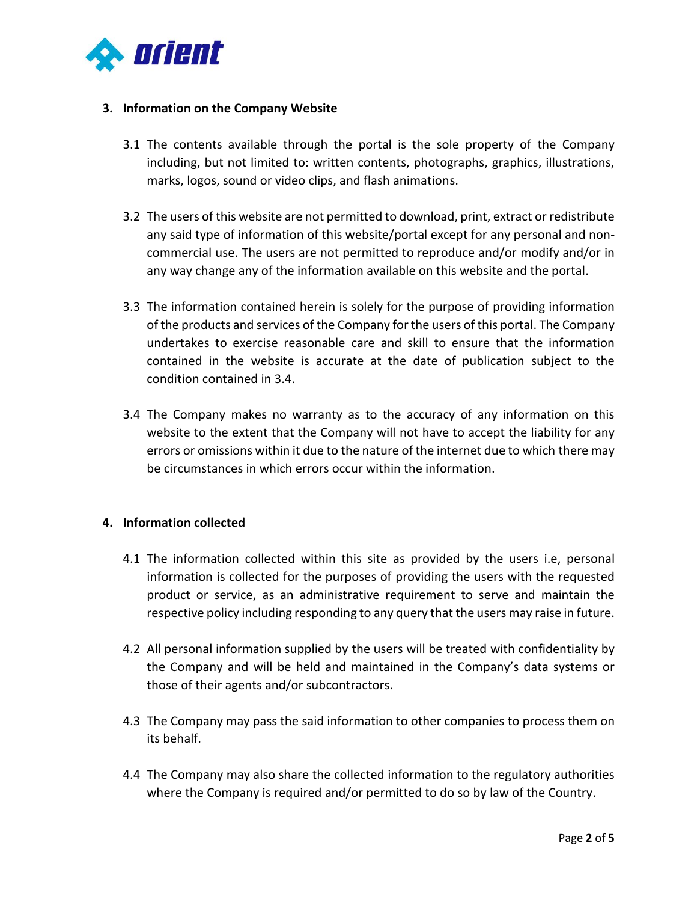## 3. Information on the Company Website

3.1 The contents available through the portal is the sole property of the Company including, but not limited to: written contents, photographs, graphics, illustrations, marks, logos, sound or video clips, and flash animations.

3.2 The users of this website are not permitted to download, print, extract or redistribute any said type of information of this website/portal except for any personal and non-commercial use. The users are not permitted to reproduce and/or modify and/or in any way change any of the information available on this website and the portal.

3.3 The information contained herein is solely for the purpose of providing information of the products and services of the Company for the users of this portal. The Company undertakes to exercise reasonable care and skill to ensure that the information contained in the website is accurate at the date of publication subject to the condition contained in 3.4.

3.4 The Company makes no warranty as to the accuracy of any information on this website to the extent that the Company will not have to accept the liability for any errors or omissions within it due to the nature of the internet due to which there may be circumstances in which errors occur within the information.

## 4. Information collected

4.1 The information collected within this site as provided by the users i.e, personal information is collected for the purposes of providing the users with the requested product or service, as an administrative requirement to serve and maintain the respective policy including responding to any query that the users may raise in future.

4.2 All personal information supplied by the users will be treated with confidentiality by the Company and will be held and maintained in the Company's data systems or those of their agents and/or subcontractors.

4.3 The Company may pass the said information to other companies to process them on its behalf.

4.4 The Company may also share the collected information to the regulatory authorities where the Company is required and/or permitted to do so by law of the Country.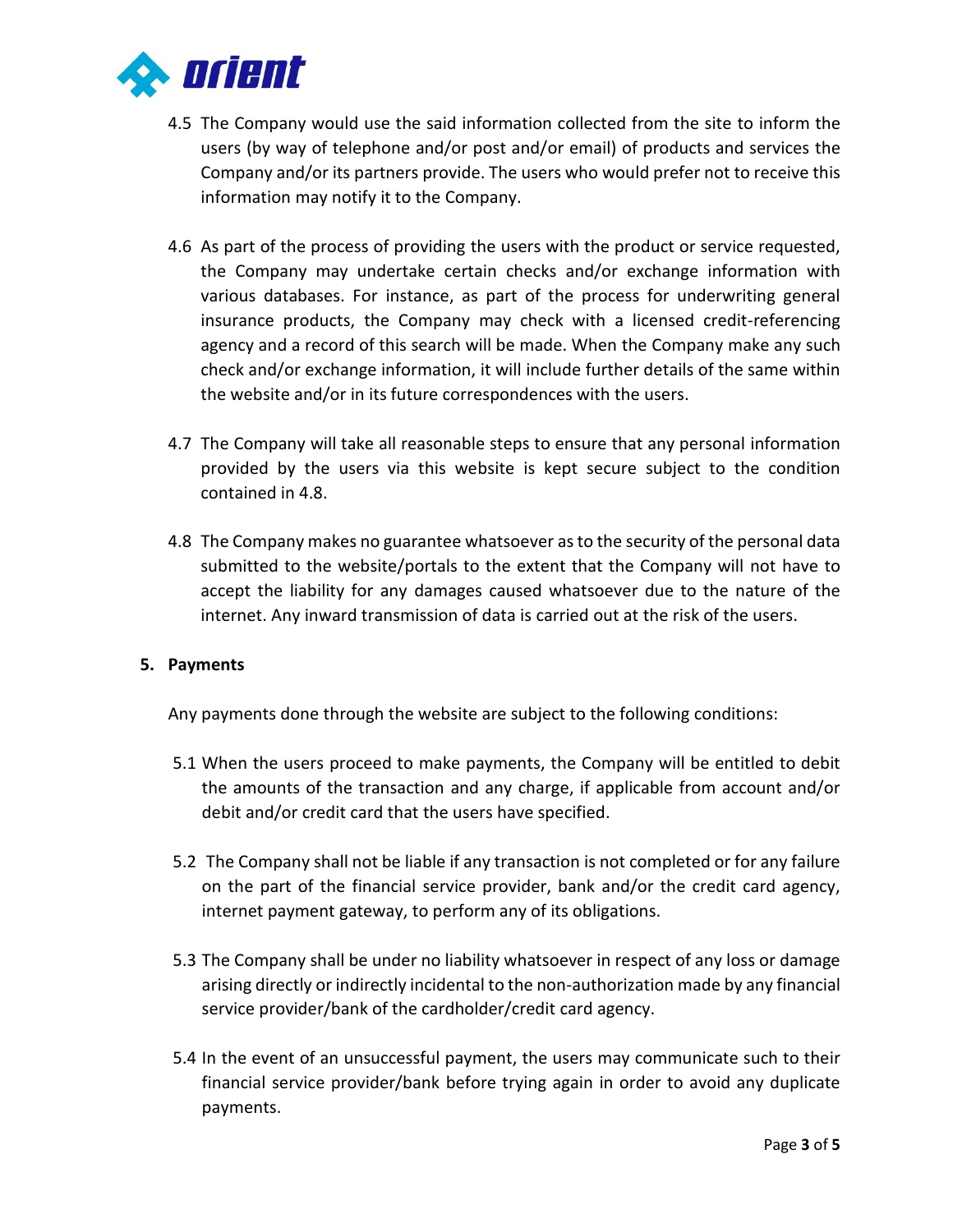4.5 The Company would use the said information collected from the site to inform the users (by way of telephone and/or post and/or email) of products and services the Company and/or its partners provide. The users who would prefer not to receive this information may notify it to the Company.

4.6 As part of the process of providing the users with the product or service requested, the Company may undertake certain checks and/or exchange information with various databases. For instance, as part of the process for underwriting general insurance products, the Company may check with a licensed credit-referencing agency and a record of this search will be made. When the Company make any such check and/or exchange information, it will include further details of the same within the website and/or in its future correspondences with the users.

4.7 The Company will take all reasonable steps to ensure that any personal information provided by the users via this website is kept secure subject to the condition contained in 4.8.

4.8 The Company makes no guarantee whatsoever as to the security of the personal data submitted to the website/portals to the extent that the Company will not have to accept the liability for any damages caused whatsoever due to the nature of the internet. Any inward transmission of data is carried out at the risk of the users.

**5. Payments**

Any payments done through the website are subject to the following conditions:

5.1 When the users proceed to make payments, the Company will be entitled to debit the amounts of the transaction and any charge, if applicable from account and/or debit and/or credit card that the users have specified.

5.2 The Company shall not be liable if any transaction is not completed or for any failure on the part of the financial service provider, bank and/or the credit card agency, internet payment gateway, to perform any of its obligations.

5.3 The Company shall be under no liability whatsoever in respect of any loss or damage arising directly or indirectly incidental to the non-authorization made by any financial service provider/bank of the cardholder/credit card agency.

5.4 In the event of an unsuccessful payment, the users may communicate such to their financial service provider/bank before trying again in order to avoid any duplicate payments.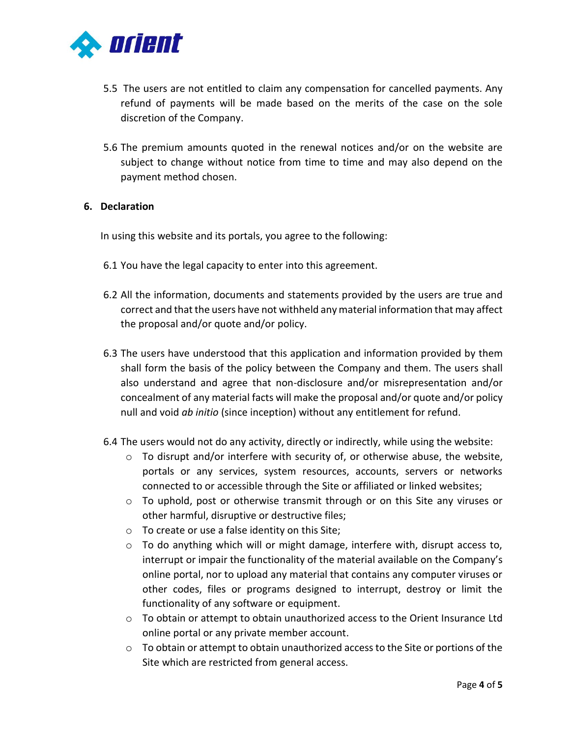5.5 The users are not entitled to claim any compensation for cancelled payments. Any refund of payments will be made based on the merits of the case on the sole discretion of the Company.

5.6 The premium amounts quoted in the renewal notices and/or on the website are subject to change without notice from time to time and may also depend on the payment method chosen.

## 6. Declaration

In using this website and its portals, you agree to the following:

6.1 You have the legal capacity to enter into this agreement.

6.2 All the information, documents and statements provided by the users are true and correct and that the users have not withheld any material information that may affect the proposal and/or quote and/or policy.

6.3 The users have understood that this application and information provided by them shall form the basis of the policy between the Company and them. The users shall also understand and agree that non-disclosure and/or misrepresentation and/or concealment of any material facts will make the proposal and/or quote and/or policy null and void *ab initio* (since inception) without any entitlement for refund.

6.4 The users would not do any activity, directly or indirectly, while using the website:

- To disrupt and/or interfere with security of, or otherwise abuse, the website, portals or any services, system resources, accounts, servers or networks connected to or accessible through the Site or affiliated or linked websites;
- To uphold, post or otherwise transmit through or on this Site any viruses or other harmful, disruptive or destructive files;
- To create or use a false identity on this Site;
- To do anything which will or might damage, interfere with, disrupt access to, interrupt or impair the functionality of the material available on the Company's online portal, nor to upload any material that contains any computer viruses or other codes, files or programs designed to interrupt, destroy or limit the functionality of any software or equipment.
- To obtain or attempt to obtain unauthorized access to the Orient Insurance Ltd online portal or any private member account.
- To obtain or attempt to obtain unauthorized access to the Site or portions of the Site which are restricted from general access.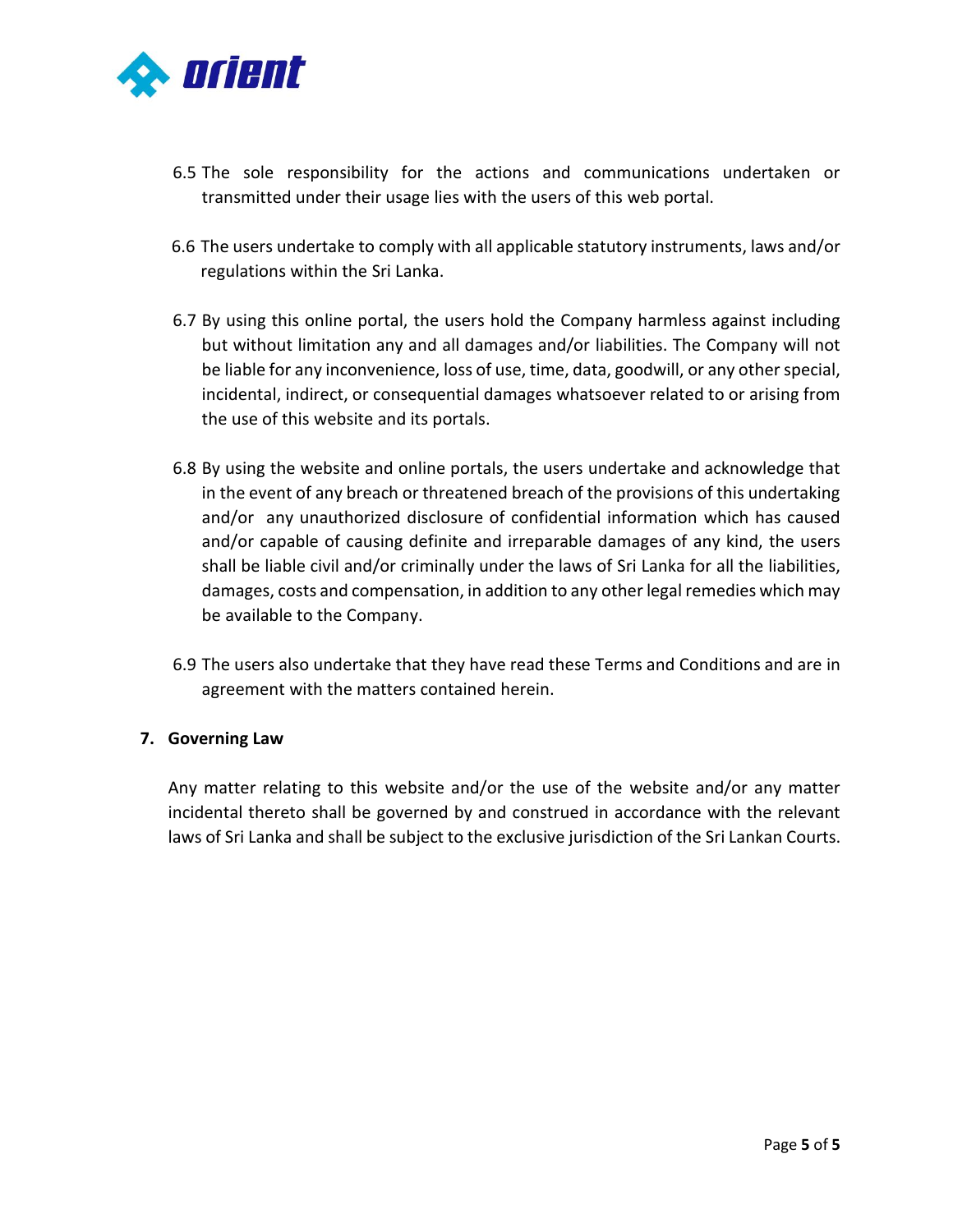6.5 The sole responsibility for the actions and communications undertaken or transmitted under their usage lies with the users of this web portal.

6.6 The users undertake to comply with all applicable statutory instruments, laws and/or regulations within the Sri Lanka.

6.7 By using this online portal, the users hold the Company harmless against including but without limitation any and all damages and/or liabilities. The Company will not be liable for any inconvenience, loss of use, time, data, goodwill, or any other special, incidental, indirect, or consequential damages whatsoever related to or arising from the use of this website and its portals.

6.8 By using the website and online portals, the users undertake and acknowledge that in the event of any breach or threatened breach of the provisions of this undertaking and/or any unauthorized disclosure of confidential information which has caused and/or capable of causing definite and irreparable damages of any kind, the users shall be liable civil and/or criminally under the laws of Sri Lanka for all the liabilities, damages, costs and compensation, in addition to any other legal remedies which may be available to the Company.

6.9 The users also undertake that they have read these Terms and Conditions and are in agreement with the matters contained herein.

## 7. Governing Law

Any matter relating to this website and/or the use of the website and/or any matter incidental thereto shall be governed by and construed in accordance with the relevant laws of Sri Lanka and shall be subject to the exclusive jurisdiction of the Sri Lankan Courts.